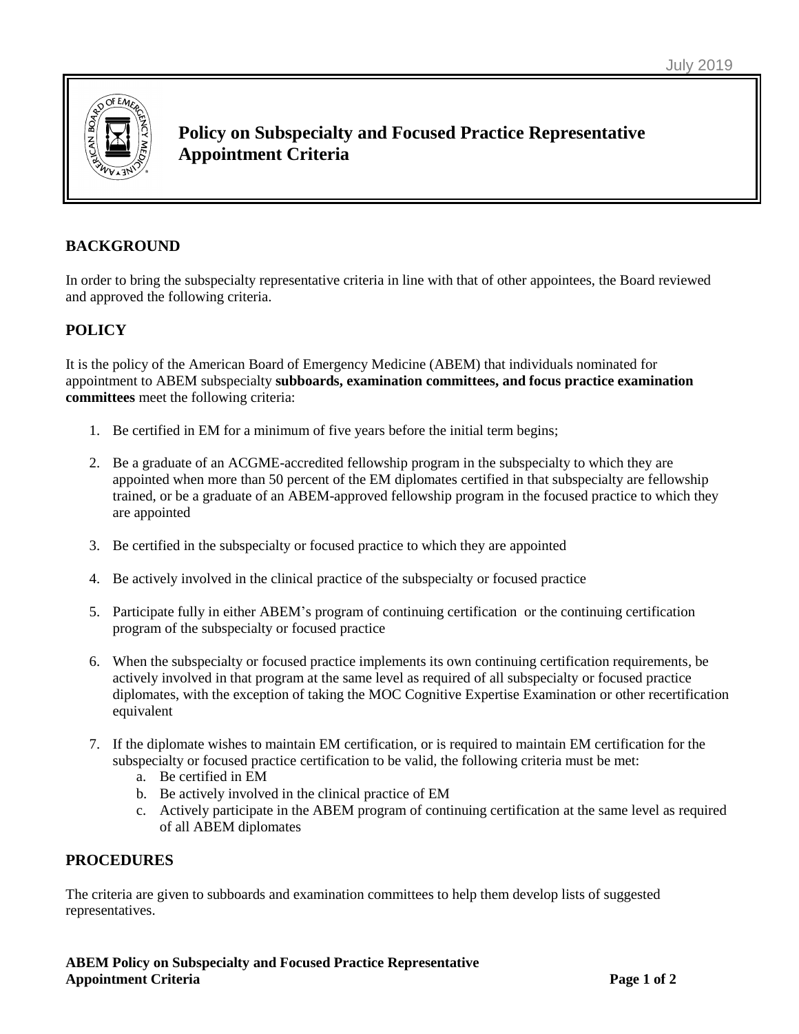July 2019

# Policy on Subspecialty and Focused Practice Representative Appointment Criteria

## BACKGROUND

In order to bring the subspecialty representative criteria in line with that of other appointees, the Board reviewed and approved the following criteria.

## POLICY

It is the policy of the American Board of Emergency Medicine (ABEM) that individuals nominated for appointment to ABEM subspecialty **subboards, examination committees, and focus practice examination committees** meet the following criteria:

1. Be certified in EM for a minimum of five years before the initial term begins;
2. Be a graduate of an ACGME-accredited fellowship program in the subspecialty to which they are appointed when more than 50 percent of the EM diplomates certified in that subspecialty are fellowship trained, or be a graduate of an ABEM-approved fellowship program in the focused practice to which they are appointed
3. Be certified in the subspecialty or focused practice to which they are appointed
4. Be actively involved in the clinical practice of the subspecialty or focused practice
5. Participate fully in either ABEM's program of continuing certification or the continuing certification program of the subspecialty or focused practice
6. When the subspecialty or focused practice implements its own continuing certification requirements, be actively involved in that program at the same level as required of all subspecialty or focused practice diplomates, with the exception of taking the MOC Cognitive Expertise Examination or other recertification equivalent
7. If the diplomate wishes to maintain EM certification, or is required to maintain EM certification for the subspecialty or focused practice certification to be valid, the following criteria must be met:
   a. Be certified in EM
   b. Be actively involved in the clinical practice of EM
   c. Actively participate in the ABEM program of continuing certification at the same level as required of all ABEM diplomates

## PROCEDURES

The criteria are given to subboards and examination committees to help them develop lists of suggested representatives.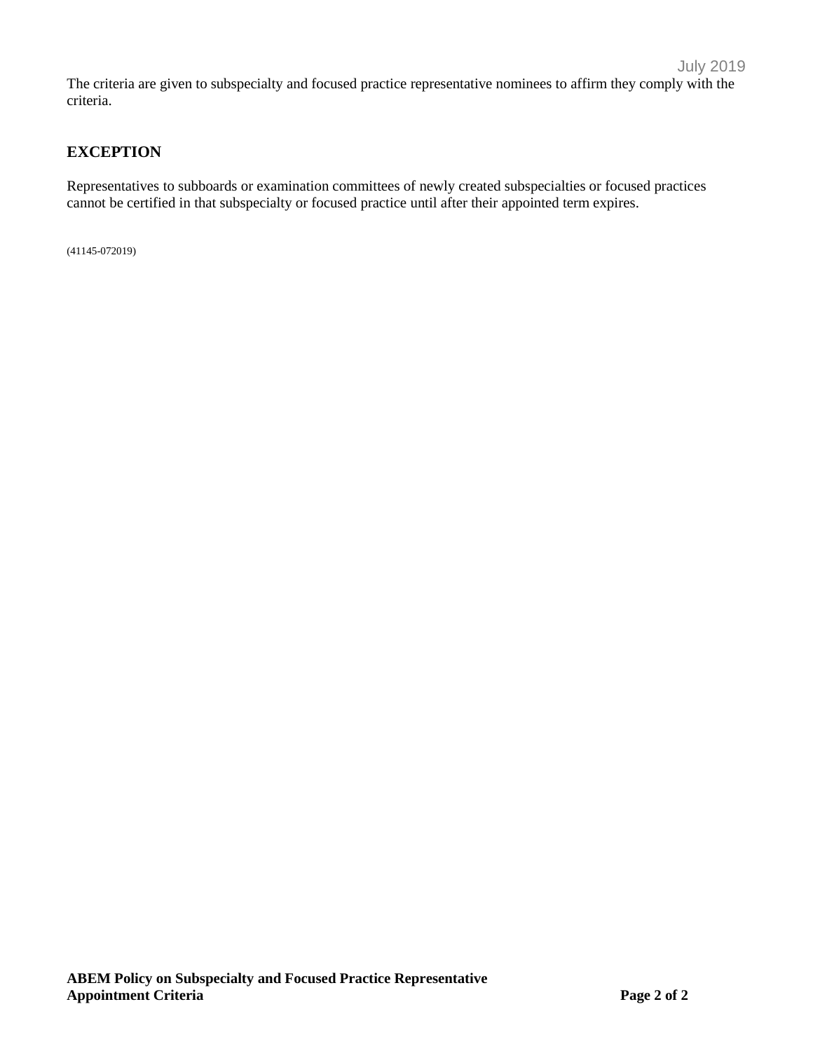The criteria are given to subspecialty and focused practice representative nominees to affirm they comply with the criteria.

## EXCEPTION

Representatives to subboards or examination committees of newly created subspecialties or focused practices cannot be certified in that subspecialty or focused practice until after their appointed term expires.

(41145-072019)